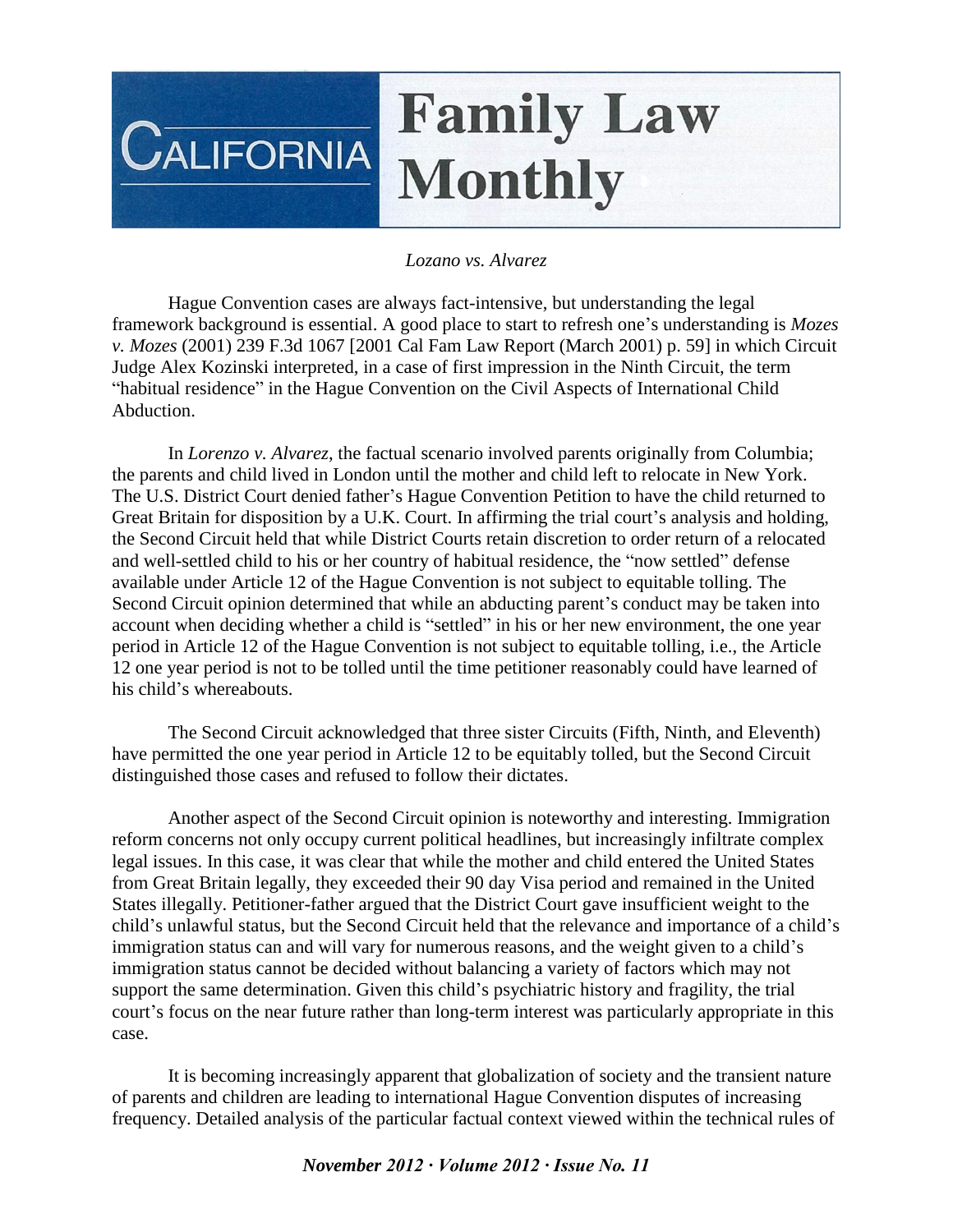# California Family Law Monthly

*Lozano vs. Alvarez*

Hague Convention cases are always fact-intensive, but understanding the legal framework background is essential. A good place to start to refresh one's understanding is *Mozes v. Mozes* (2001) 239 F.3d 1067 [2001 Cal Fam Law Report (March 2001) p. 59] in which Circuit Judge Alex Kozinski interpreted, in a case of first impression in the Ninth Circuit, the term "habitual residence" in the Hague Convention on the Civil Aspects of International Child Abduction.

In *Lorenzo v. Alvarez*, the factual scenario involved parents originally from Columbia; the parents and child lived in London until the mother and child left to relocate in New York. The U.S. District Court denied father's Hague Convention Petition to have the child returned to Great Britain for disposition by a U.K. Court. In affirming the trial court's analysis and holding, the Second Circuit held that while District Courts retain discretion to order return of a relocated and well-settled child to his or her country of habitual residence, the "now settled" defense available under Article 12 of the Hague Convention is not subject to equitable tolling. The Second Circuit opinion determined that while an abducting parent's conduct may be taken into account when deciding whether a child is "settled" in his or her new environment, the one year period in Article 12 of the Hague Convention is not subject to equitable tolling, i.e., the Article 12 one year period is not to be tolled until the time petitioner reasonably could have learned of his child's whereabouts.

The Second Circuit acknowledged that three sister Circuits (Fifth, Ninth, and Eleventh) have permitted the one year period in Article 12 to be equitably tolled, but the Second Circuit distinguished those cases and refused to follow their dictates.

Another aspect of the Second Circuit opinion is noteworthy and interesting. Immigration reform concerns not only occupy current political headlines, but increasingly infiltrate complex legal issues. In this case, it was clear that while the mother and child entered the United States from Great Britain legally, they exceeded their 90 day Visa period and remained in the United States illegally. Petitioner-father argued that the District Court gave insufficient weight to the child's unlawful status, but the Second Circuit held that the relevance and importance of a child's immigration status can and will vary for numerous reasons, and the weight given to a child's immigration status cannot be decided without balancing a variety of factors which may not support the same determination. Given this child's psychiatric history and fragility, the trial court's focus on the near future rather than long-term interest was particularly appropriate in this case.

It is becoming increasingly apparent that globalization of society and the transient nature of parents and children are leading to international Hague Convention disputes of increasing frequency. Detailed analysis of the particular factual context viewed within the technical rules of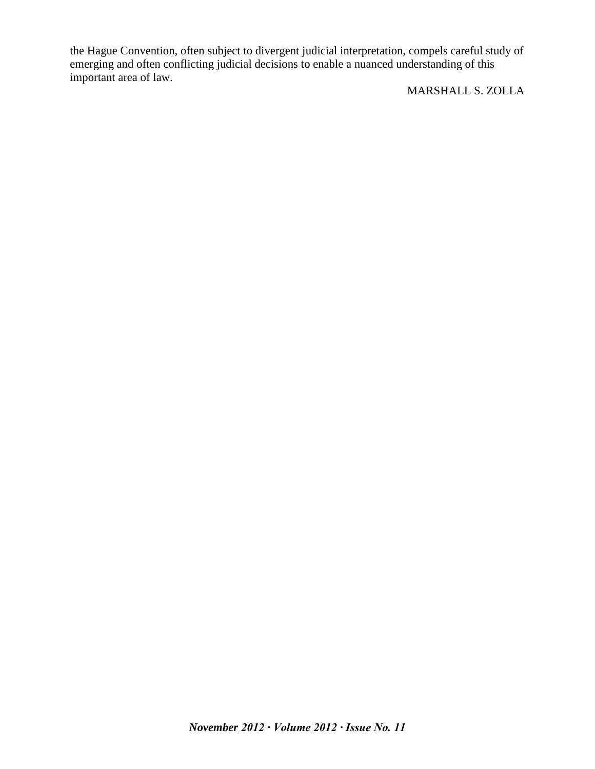the Hague Convention, often subject to divergent judicial interpretation, compels careful study of emerging and often conflicting judicial decisions to enable a nuanced understanding of this important area of law.

MARSHALL S. ZOLLA